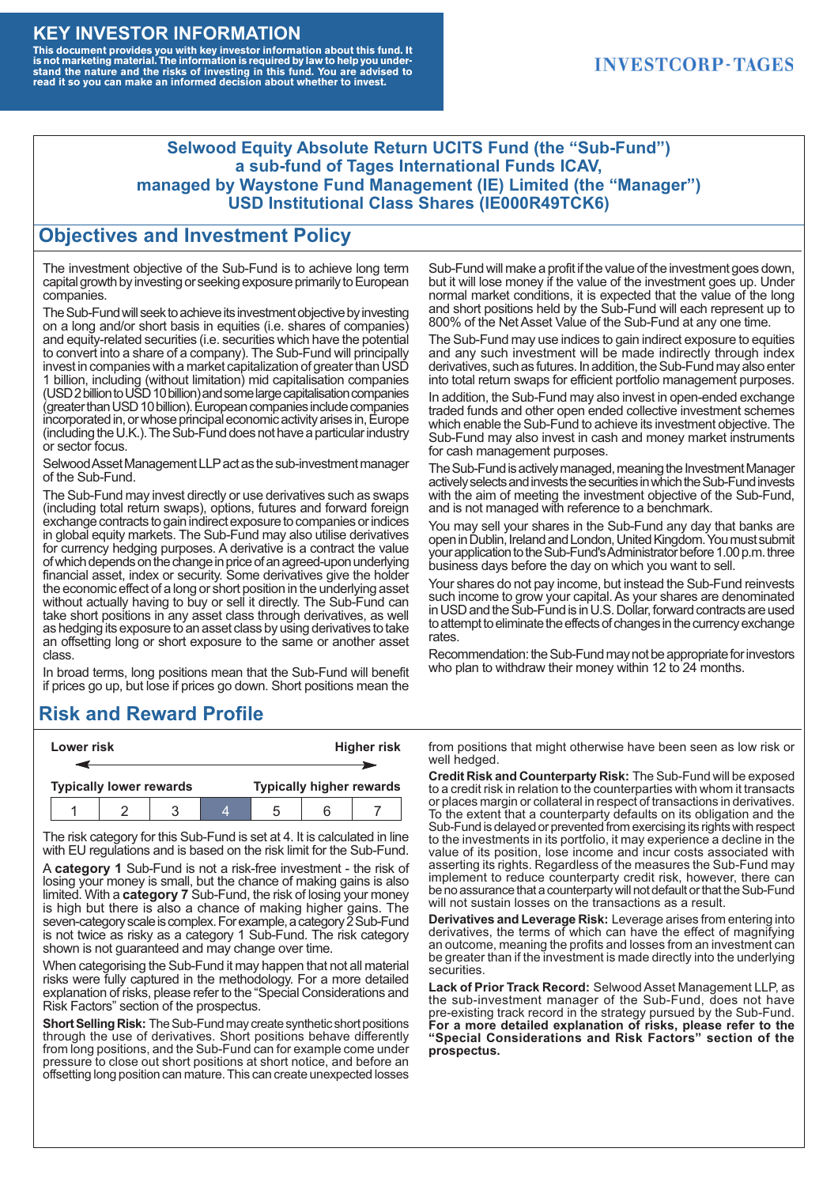# KEY INVESTOR INFORMATION

**This document provides you with key investor information about this fund. It is not marketing material. The information is required by law to help you understand the nature and the risks of investing in this fund. You are advised to read it so you can make an informed decision about whether to invest.**

INVESTCORP-TAGES

**Selwood Equity Absolute Return UCITS Fund (the "Sub-Fund")**
**a sub-fund of Tages International Funds ICAV,**
**managed by Waystone Fund Management (IE) Limited (the "Manager")**
**USD Institutional Class Shares (IE000R49TCK6)**

## Objectives and Investment Policy

The investment objective of the Sub-Fund is to achieve long term capital growth by investing or seeking exposure primarily to European companies.

The Sub-Fund will seek to achieve its investment objective by investing on a long and/or short basis in equities (i.e. shares of companies) and equity-related securities (i.e. securities which have the potential to convert into a share of a company). The Sub-Fund will principally invest in companies with a market capitalization of greater than USD 1 billion, including (without limitation) mid capitalisation companies (USD 2 billion to USD 10 billion) and some large capitalisation companies (greater than USD 10 billion). European companies include companies incorporated in, or whose principal economic activity arises in, Europe (including the U.K.). The Sub-Fund does not have a particular industry or sector focus.

Selwood Asset Management LLP act as the sub-investment manager of the Sub-Fund.

The Sub-Fund may invest directly or use derivatives such as swaps (including total return swaps), options, futures and forward foreign exchange contracts to gain indirect exposure to companies or indices in global equity markets. The Sub-Fund may also utilise derivatives for currency hedging purposes. A derivative is a contract the value of which depends on the change in price of an agreed-upon underlying financial asset, index or security. Some derivatives give the holder the economic effect of a long or short position in the underlying asset without actually having to buy or sell it directly. The Sub-Fund can take short positions in any asset class through derivatives, as well as hedging its exposure to an asset class by using derivatives to take an offsetting long or short exposure to the same or another asset class.

In broad terms, long positions mean that the Sub-Fund will benefit if prices go up, but lose if prices go down. Short positions mean the Sub-Fund will make a profit if the value of the investment goes down, but it will lose money if the value of the investment goes up. Under normal market conditions, it is expected that the value of the long and short positions held by the Sub-Fund will each represent up to 800% of the Net Asset Value of the Sub-Fund at any one time.

The Sub-Fund may use indices to gain indirect exposure to equities and any such investment will be made indirectly through index derivatives, such as futures. In addition, the Sub-Fund may also enter into total return swaps for efficient portfolio management purposes.

In addition, the Sub-Fund may also invest in open-ended exchange traded funds and other open ended collective investment schemes which enable the Sub-Fund to achieve its investment objective. The Sub-Fund may also invest in cash and money market instruments for cash management purposes.

The Sub-Fund is actively managed, meaning the Investment Manager actively selects and invests the securities in which the Sub-Fund invests with the aim of meeting the investment objective of the Sub-Fund, and is not managed with reference to a benchmark.

You may sell your shares in the Sub-Fund any day that banks are open in Dublin, Ireland and London, United Kingdom. You must submit your application to the Sub-Fund's Administrator before 1.00 p.m. three business days before the day on which you want to sell.

Your shares do not pay income, but instead the Sub-Fund reinvests such income to grow your capital. As your shares are denominated in USD and the Sub-Fund is in U.S. Dollar, forward contracts are used to attempt to eliminate the effects of changes in the currency exchange rates.

Recommendation: the Sub-Fund may not be appropriate for investors who plan to withdraw their money within 12 to 24 months.

## Risk and Reward Profile

**Lower risk** ← → **Higher risk**

**Typically lower rewards** — **Typically higher rewards**

| 1 | 2 | 3 | **4** | 5 | 6 | 7 |
|---|---|---|---|---|---|---|

The risk category for this Sub-Fund is set at 4. It is calculated in line with EU regulations and is based on the risk limit for the Sub-Fund.

A **category 1** Sub-Fund is not a risk-free investment - the risk of losing your money is small, but the chance of making gains is also limited. With a **category 7** Sub-Fund, the risk of losing your money is high but there is also a chance of making higher gains. The seven-category scale is complex. For example, a category 2 Sub-Fund is not twice as risky as a category 1 Sub-Fund. The risk category shown is not guaranteed and may change over time.

When categorising the Sub-Fund it may happen that not all material risks were fully captured in the methodology. For a more detailed explanation of risks, please refer to the "Special Considerations and Risk Factors" section of the prospectus.

**Short Selling Risk:** The Sub-Fund may create synthetic short positions through the use of derivatives. Short positions behave differently from long positions, and the Sub-Fund can for example come under pressure to close out short positions at short notice, and before an offsetting long position can mature. This can create unexpected losses from positions that might otherwise have been seen as low risk or well hedged.

**Credit Risk and Counterparty Risk:** The Sub-Fund will be exposed to a credit risk in relation to the counterparties with whom it transacts or places margin or collateral in respect of transactions in derivatives. To the extent that a counterparty defaults on its obligation and the Sub-Fund is delayed or prevented from exercising its rights with respect to the investments in its portfolio, it may experience a decline in the value of its position, lose income and incur costs associated with asserting its rights. Regardless of the measures the Sub-Fund may implement to reduce counterparty credit risk, however, there can be no assurance that a counterparty will not default or that the Sub-Fund will not sustain losses on the transactions as a result.

**Derivatives and Leverage Risk:** Leverage arises from entering into derivatives, the terms of which can have the effect of magnifying an outcome, meaning the profits and losses from an investment can be greater than if the investment is made directly into the underlying securities.

**Lack of Prior Track Record:** Selwood Asset Management LLP, as the sub-investment manager of the Sub-Fund, does not have pre-existing track record in the strategy pursued by the Sub-Fund. **For a more detailed explanation of risks, please refer to the "Special Considerations and Risk Factors" section of the prospectus.**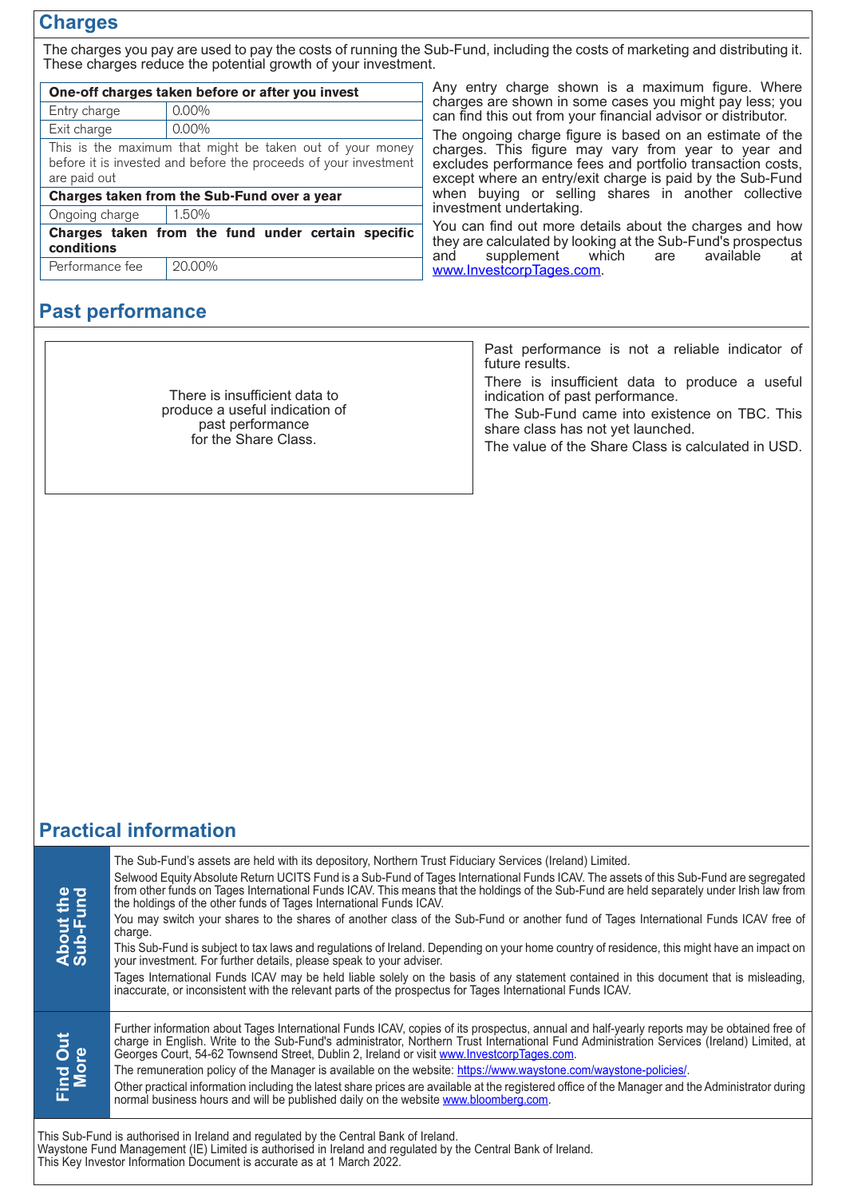## Charges

The charges you pay are used to pay the costs of running the Sub-Fund, including the costs of marketing and distributing it. These charges reduce the potential growth of your investment.

| One-off charges taken before or after you invest | |
|---|---|
| Entry charge | 0.00% |
| Exit charge | 0.00% |
| This is the maximum that might be taken out of your money before it is invested and before the proceeds of your investment are paid out | |
| **Charges taken from the Sub-Fund over a year** | |
| Ongoing charge | 1.50% |
| **Charges taken from the fund under certain specific conditions** | |
| Performance fee | 20.00% |

Any entry charge shown is a maximum figure. Where charges are shown in some cases you might pay less; you can find this out from your financial advisor or distributor.

The ongoing charge figure is based on an estimate of the charges. This figure may vary from year to year and excludes performance fees and portfolio transaction costs, except where an entry/exit charge is paid by the Sub-Fund when buying or selling shares in another collective investment undertaking.

You can find out more details about the charges and how they are calculated by looking at the Sub-Fund's prospectus and supplement which are available at www.InvestcorpTages.com.

## Past performance

There is insufficient data to produce a useful indication of past performance for the Share Class.

Past performance is not a reliable indicator of future results.

There is insufficient data to produce a useful indication of past performance.

The Sub-Fund came into existence on TBC. This share class has not yet launched.

The value of the Share Class is calculated in USD.

## Practical information

### About the Sub-Fund

The Sub-Fund's assets are held with its depository, Northern Trust Fiduciary Services (Ireland) Limited.

Selwood Equity Absolute Return UCITS Fund is a Sub-Fund of Tages International Funds ICAV. The assets of this Sub-Fund are segregated from other funds on Tages International Funds ICAV. This means that the holdings of the Sub-Fund are held separately under Irish law from the holdings of the other funds of Tages International Funds ICAV.

You may switch your shares to the shares of another class of the Sub-Fund or another fund of Tages International Funds ICAV free of charge.

This Sub-Fund is subject to tax laws and regulations of Ireland. Depending on your home country of residence, this might have an impact on your investment. For further details, please speak to your adviser.

Tages International Funds ICAV may be held liable solely on the basis of any statement contained in this document that is misleading, inaccurate, or inconsistent with the relevant parts of the prospectus for Tages International Funds ICAV.

### Find Out More

Further information about Tages International Funds ICAV, copies of its prospectus, annual and half-yearly reports may be obtained free of charge in English. Write to the Sub-Fund's administrator, Northern Trust International Fund Administration Services (Ireland) Limited, at Georges Court, 54-62 Townsend Street, Dublin 2, Ireland or visit www.InvestcorpTages.com.

The remuneration policy of the Manager is available on the website: https://www.waystone.com/waystone-policies/.

Other practical information including the latest share prices are available at the registered office of the Manager and the Administrator during normal business hours and will be published daily on the website www.bloomberg.com.

This Sub-Fund is authorised in Ireland and regulated by the Central Bank of Ireland.
Waystone Fund Management (IE) Limited is authorised in Ireland and regulated by the Central Bank of Ireland.
This Key Investor Information Document is accurate as at 1 March 2022.